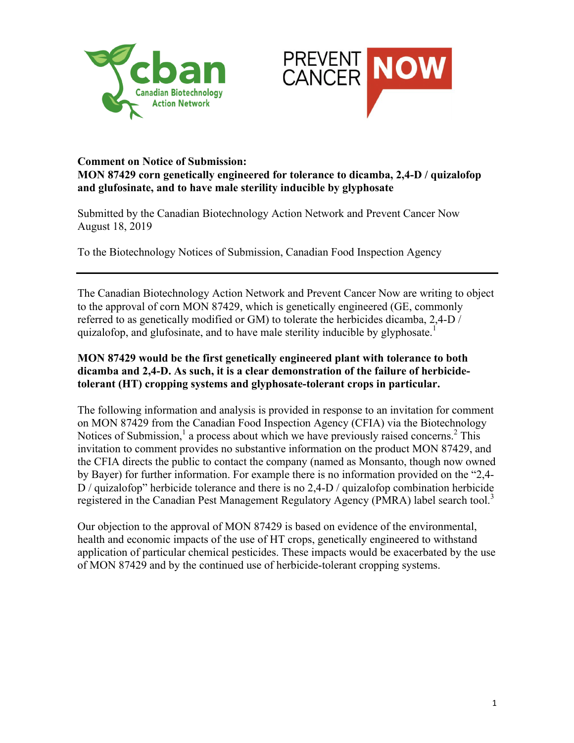**Comment on Notice of Submission:**
**MON 87429 corn genetically engineered for tolerance to dicamba, 2,4-D / quizalofop and glufosinate, and to have male sterility inducible by glyphosate**

Submitted by the Canadian Biotechnology Action Network and Prevent Cancer Now
August 18, 2019

To the Biotechnology Notices of Submission, Canadian Food Inspection Agency

---

The Canadian Biotechnology Action Network and Prevent Cancer Now are writing to object to the approval of corn MON 87429, which is genetically engineered (GE, commonly referred to as genetically modified or GM) to tolerate the herbicides dicamba, 2,4-D / quizalofop, and glufosinate, and to have male sterility inducible by glyphosate.[1]

**MON 87429 would be the first genetically engineered plant with tolerance to both dicamba and 2,4-D. As such, it is a clear demonstration of the failure of herbicide-tolerant (HT) cropping systems and glyphosate-tolerant crops in particular.**

The following information and analysis is provided in response to an invitation for comment on MON 87429 from the Canadian Food Inspection Agency (CFIA) via the Biotechnology Notices of Submission,[1] a process about which we have previously raised concerns.[2] This invitation to comment provides no substantive information on the product MON 87429, and the CFIA directs the public to contact the company (named as Monsanto, though now owned by Bayer) for further information. For example there is no information provided on the "2,4-D / quizalofop" herbicide tolerance and there is no 2,4-D / quizalofop combination herbicide registered in the Canadian Pest Management Regulatory Agency (PMRA) label search tool.[3]

Our objection to the approval of MON 87429 is based on evidence of the environmental, health and economic impacts of the use of HT crops, genetically engineered to withstand application of particular chemical pesticides. These impacts would be exacerbated by the use of MON 87429 and by the continued use of herbicide-tolerant cropping systems.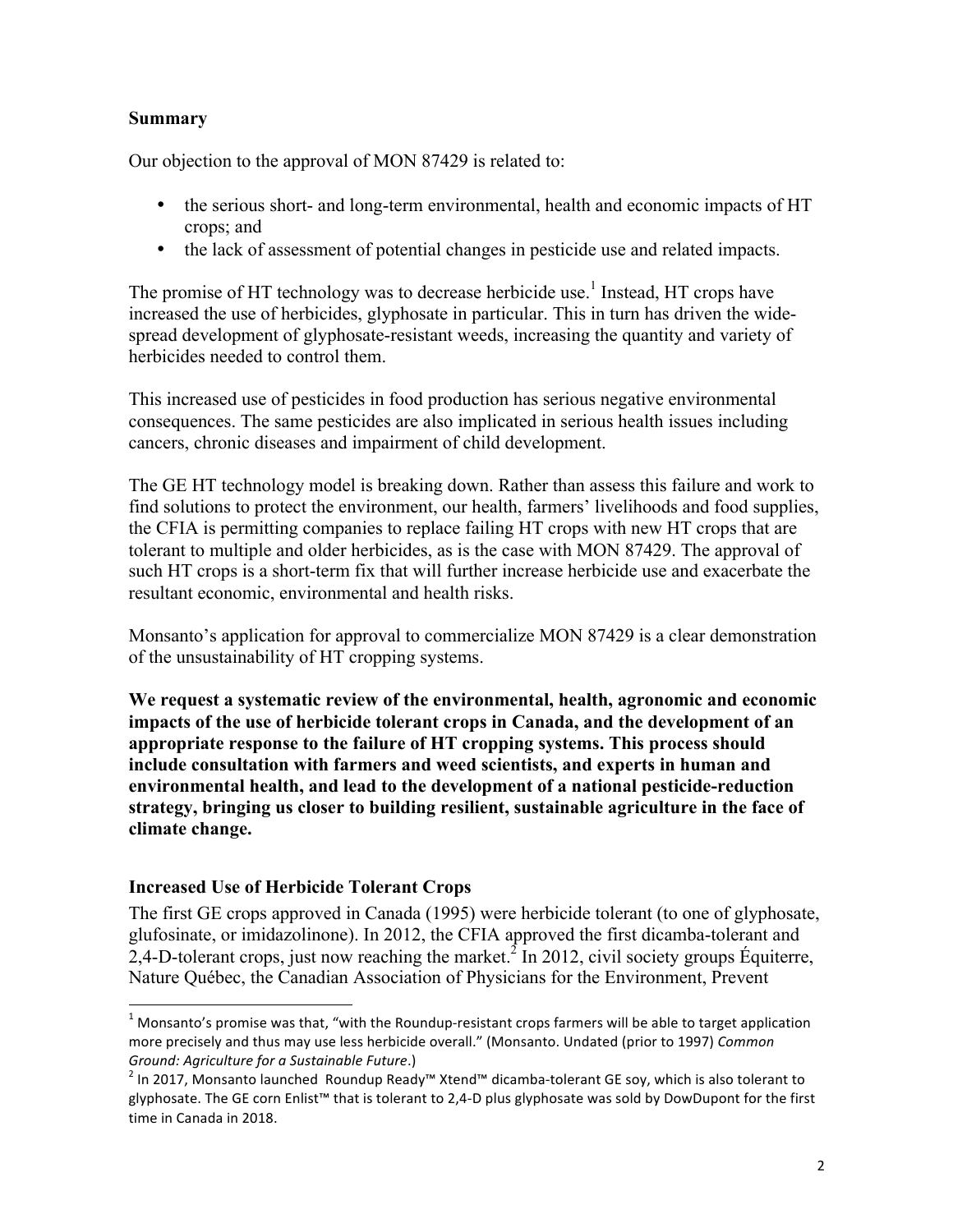## Summary

Our objection to the approval of MON 87429 is related to:

- the serious short- and long-term environmental, health and economic impacts of HT crops; and
- the lack of assessment of potential changes in pesticide use and related impacts.

The promise of HT technology was to decrease herbicide use.[1] Instead, HT crops have increased the use of herbicides, glyphosate in particular. This in turn has driven the wide-spread development of glyphosate-resistant weeds, increasing the quantity and variety of herbicides needed to control them.

This increased use of pesticides in food production has serious negative environmental consequences. The same pesticides are also implicated in serious health issues including cancers, chronic diseases and impairment of child development.

The GE HT technology model is breaking down. Rather than assess this failure and work to find solutions to protect the environment, our health, farmers' livelihoods and food supplies, the CFIA is permitting companies to replace failing HT crops with new HT crops that are tolerant to multiple and older herbicides, as is the case with MON 87429. The approval of such HT crops is a short-term fix that will further increase herbicide use and exacerbate the resultant economic, environmental and health risks.

Monsanto's application for approval to commercialize MON 87429 is a clear demonstration of the unsustainability of HT cropping systems.

**We request a systematic review of the environmental, health, agronomic and economic impacts of the use of herbicide tolerant crops in Canada, and the development of an appropriate response to the failure of HT cropping systems. This process should include consultation with farmers and weed scientists, and experts in human and environmental health, and lead to the development of a national pesticide-reduction strategy, bringing us closer to building resilient, sustainable agriculture in the face of climate change.**

## Increased Use of Herbicide Tolerant Crops

The first GE crops approved in Canada (1995) were herbicide tolerant (to one of glyphosate, glufosinate, or imidazolinone). In 2012, the CFIA approved the first dicamba-tolerant and 2,4-D-tolerant crops, just now reaching the market.[2] In 2012, civil society groups Équiterre, Nature Québec, the Canadian Association of Physicians for the Environment, Prevent

---

[1] Monsanto's promise was that, "with the Roundup-resistant crops farmers will be able to target application more precisely and thus may use less herbicide overall." (Monsanto. Undated (prior to 1997) *Common Ground: Agriculture for a Sustainable Future*.)

[2] In 2017, Monsanto launched Roundup Ready™ Xtend™ dicamba-tolerant GE soy, which is also tolerant to glyphosate. The GE corn Enlist™ that is tolerant to 2,4-D plus glyphosate was sold by DowDupont for the first time in Canada in 2018.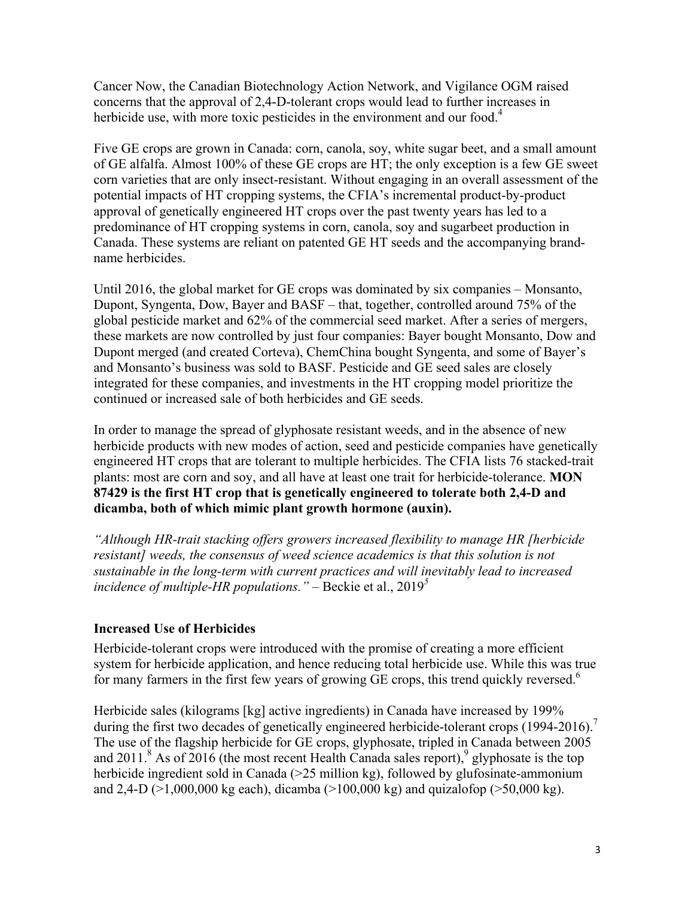Cancer Now, the Canadian Biotechnology Action Network, and Vigilance OGM raised concerns that the approval of 2,4-D-tolerant crops would lead to further increases in herbicide use, with more toxic pesticides in the environment and our food.[4]

Five GE crops are grown in Canada: corn, canola, soy, white sugar beet, and a small amount of GE alfalfa. Almost 100% of these GE crops are HT; the only exception is a few GE sweet corn varieties that are only insect-resistant. Without engaging in an overall assessment of the potential impacts of HT cropping systems, the CFIA's incremental product-by-product approval of genetically engineered HT crops over the past twenty years has led to a predominance of HT cropping systems in corn, canola, soy and sugarbeet production in Canada. These systems are reliant on patented GE HT seeds and the accompanying brand-name herbicides.

Until 2016, the global market for GE crops was dominated by six companies – Monsanto, Dupont, Syngenta, Dow, Bayer and BASF – that, together, controlled around 75% of the global pesticide market and 62% of the commercial seed market. After a series of mergers, these markets are now controlled by just four companies: Bayer bought Monsanto, Dow and Dupont merged (and created Corteva), ChemChina bought Syngenta, and some of Bayer's and Monsanto's business was sold to BASF. Pesticide and GE seed sales are closely integrated for these companies, and investments in the HT cropping model prioritize the continued or increased sale of both herbicides and GE seeds.

In order to manage the spread of glyphosate resistant weeds, and in the absence of new herbicide products with new modes of action, seed and pesticide companies have genetically engineered HT crops that are tolerant to multiple herbicides. The CFIA lists 76 stacked-trait plants: most are corn and soy, and all have at least one trait for herbicide-tolerance. **MON 87429 is the first HT crop that is genetically engineered to tolerate both 2,4-D and dicamba, both of which mimic plant growth hormone (auxin).**

*"Although HR-trait stacking offers growers increased flexibility to manage HR [herbicide resistant] weeds, the consensus of weed science academics is that this solution is not sustainable in the long-term with current practices and will inevitably lead to increased incidence of multiple-HR populations."* – Beckie et al., 2019[5]

### Increased Use of Herbicides

Herbicide-tolerant crops were introduced with the promise of creating a more efficient system for herbicide application, and hence reducing total herbicide use. While this was true for many farmers in the first few years of growing GE crops, this trend quickly reversed.[6]

Herbicide sales (kilograms [kg] active ingredients) in Canada have increased by 199% during the first two decades of genetically engineered herbicide-tolerant crops (1994-2016).[7] The use of the flagship herbicide for GE crops, glyphosate, tripled in Canada between 2005 and 2011.[8] As of 2016 (the most recent Health Canada sales report),[9] glyphosate is the top herbicide ingredient sold in Canada (>25 million kg), followed by glufosinate-ammonium and 2,4-D (>1,000,000 kg each), dicamba (>100,000 kg) and quizalofop (>50,000 kg).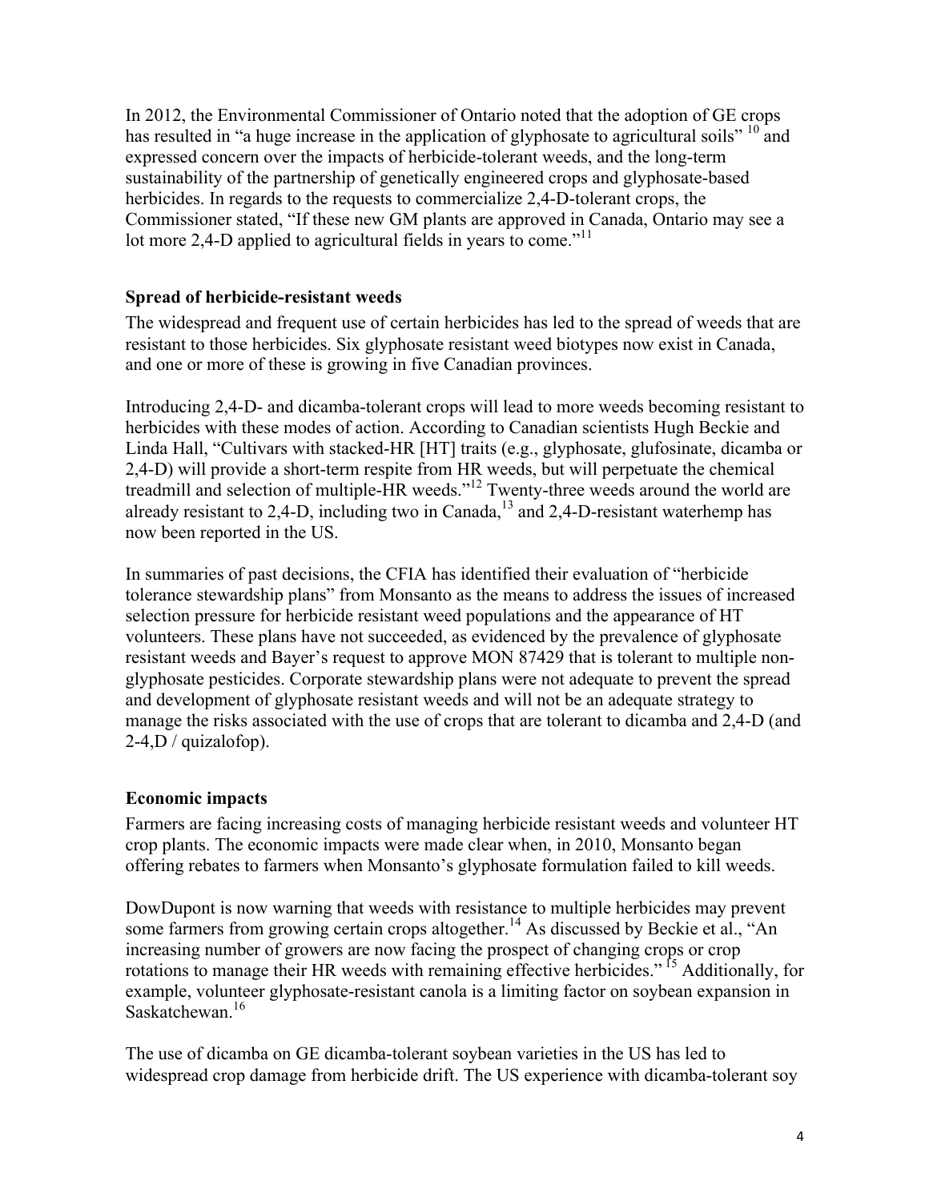In 2012, the Environmental Commissioner of Ontario noted that the adoption of GE crops has resulted in "a huge increase in the application of glyphosate to agricultural soils" [10] and expressed concern over the impacts of herbicide-tolerant weeds, and the long-term sustainability of the partnership of genetically engineered crops and glyphosate-based herbicides. In regards to the requests to commercialize 2,4-D-tolerant crops, the Commissioner stated, "If these new GM plants are approved in Canada, Ontario may see a lot more 2,4-D applied to agricultural fields in years to come."[11]

### Spread of herbicide-resistant weeds

The widespread and frequent use of certain herbicides has led to the spread of weeds that are resistant to those herbicides. Six glyphosate resistant weed biotypes now exist in Canada, and one or more of these is growing in five Canadian provinces.

Introducing 2,4-D- and dicamba-tolerant crops will lead to more weeds becoming resistant to herbicides with these modes of action. According to Canadian scientists Hugh Beckie and Linda Hall, "Cultivars with stacked-HR [HT] traits (e.g., glyphosate, glufosinate, dicamba or 2,4-D) will provide a short-term respite from HR weeds, but will perpetuate the chemical treadmill and selection of multiple-HR weeds."[12] Twenty-three weeds around the world are already resistant to 2,4-D, including two in Canada,[13] and 2,4-D-resistant waterhemp has now been reported in the US.

In summaries of past decisions, the CFIA has identified their evaluation of "herbicide tolerance stewardship plans" from Monsanto as the means to address the issues of increased selection pressure for herbicide resistant weed populations and the appearance of HT volunteers. These plans have not succeeded, as evidenced by the prevalence of glyphosate resistant weeds and Bayer's request to approve MON 87429 that is tolerant to multiple non-glyphosate pesticides. Corporate stewardship plans were not adequate to prevent the spread and development of glyphosate resistant weeds and will not be an adequate strategy to manage the risks associated with the use of crops that are tolerant to dicamba and 2,4-D (and 2-4,D / quizalofop).

### Economic impacts

Farmers are facing increasing costs of managing herbicide resistant weeds and volunteer HT crop plants. The economic impacts were made clear when, in 2010, Monsanto began offering rebates to farmers when Monsanto's glyphosate formulation failed to kill weeds.

DowDupont is now warning that weeds with resistance to multiple herbicides may prevent some farmers from growing certain crops altogether.[14] As discussed by Beckie et al., "An increasing number of growers are now facing the prospect of changing crops or crop rotations to manage their HR weeds with remaining effective herbicides." [15] Additionally, for example, volunteer glyphosate-resistant canola is a limiting factor on soybean expansion in Saskatchewan.[16]

The use of dicamba on GE dicamba-tolerant soybean varieties in the US has led to widespread crop damage from herbicide drift. The US experience with dicamba-tolerant soy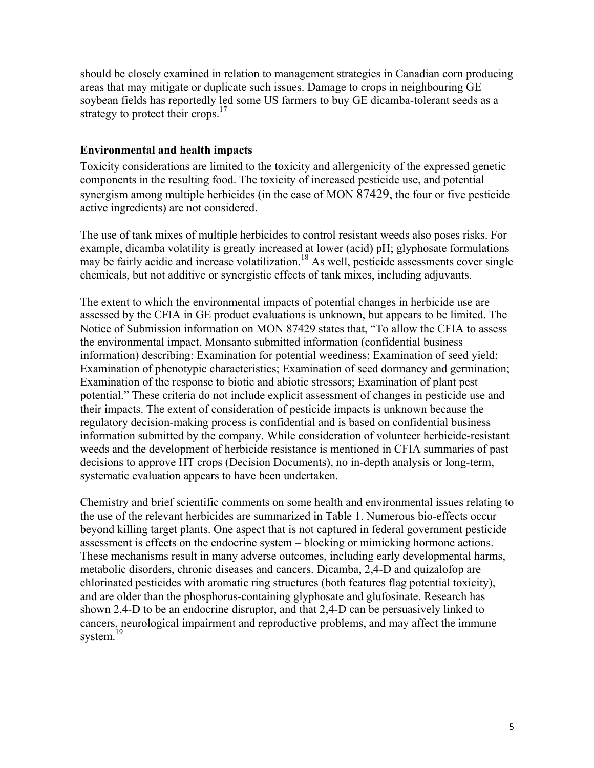should be closely examined in relation to management strategies in Canadian corn producing areas that may mitigate or duplicate such issues. Damage to crops in neighbouring GE soybean fields has reportedly led some US farmers to buy GE dicamba-tolerant seeds as a strategy to protect their crops.[17]

## Environmental and health impacts

Toxicity considerations are limited to the toxicity and allergenicity of the expressed genetic components in the resulting food. The toxicity of increased pesticide use, and potential synergism among multiple herbicides (in the case of MON 87429, the four or five pesticide active ingredients) are not considered.

The use of tank mixes of multiple herbicides to control resistant weeds also poses risks. For example, dicamba volatility is greatly increased at lower (acid) pH; glyphosate formulations may be fairly acidic and increase volatilization.[18] As well, pesticide assessments cover single chemicals, but not additive or synergistic effects of tank mixes, including adjuvants.

The extent to which the environmental impacts of potential changes in herbicide use are assessed by the CFIA in GE product evaluations is unknown, but appears to be limited. The Notice of Submission information on MON 87429 states that, "To allow the CFIA to assess the environmental impact, Monsanto submitted information (confidential business information) describing: Examination for potential weediness; Examination of seed yield; Examination of phenotypic characteristics; Examination of seed dormancy and germination; Examination of the response to biotic and abiotic stressors; Examination of plant pest potential." These criteria do not include explicit assessment of changes in pesticide use and their impacts. The extent of consideration of pesticide impacts is unknown because the regulatory decision-making process is confidential and is based on confidential business information submitted by the company. While consideration of volunteer herbicide-resistant weeds and the development of herbicide resistance is mentioned in CFIA summaries of past decisions to approve HT crops (Decision Documents), no in-depth analysis or long-term, systematic evaluation appears to have been undertaken.

Chemistry and brief scientific comments on some health and environmental issues relating to the use of the relevant herbicides are summarized in Table 1. Numerous bio-effects occur beyond killing target plants. One aspect that is not captured in federal government pesticide assessment is effects on the endocrine system – blocking or mimicking hormone actions. These mechanisms result in many adverse outcomes, including early developmental harms, metabolic disorders, chronic diseases and cancers. Dicamba, 2,4-D and quizalofop are chlorinated pesticides with aromatic ring structures (both features flag potential toxicity), and are older than the phosphorus-containing glyphosate and glufosinate. Research has shown 2,4-D to be an endocrine disruptor, and that 2,4-D can be persuasively linked to cancers, neurological impairment and reproductive problems, and may affect the immune system.[19]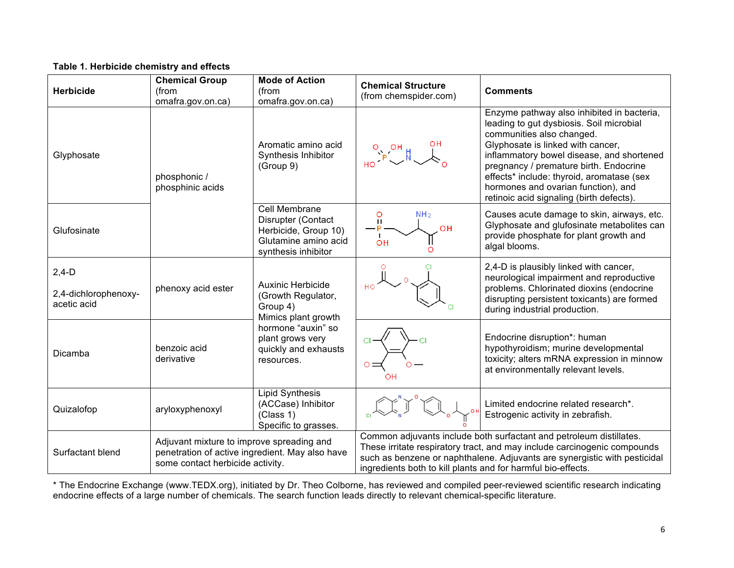**Table 1. Herbicide chemistry and effects**

| Herbicide | **Chemical Group** (from omafra.gov.on.ca) | **Mode of Action** (from omafra.gov.on.ca) | **Chemical Structure** (from chemspider.com) | **Comments** |
|---|---|---|---|---|
| Glyphosate | phosphonic / phosphinic acids | Aromatic amino acid Synthesis Inhibitor (Group 9) | | Enzyme pathway also inhibited in bacteria, leading to gut dysbiosis. Soil microbial communities also changed. Glyphosate is linked with cancer, inflammatory bowel disease, and shortened pregnancy / premature birth. Endocrine effects* include: thyroid, aromatase (sex hormones and ovarian function), and retinoic acid signaling (birth defects). |
| Glufosinate | phosphonic / phosphinic acids | Cell Membrane Disrupter (Contact Herbicide, Group 10) Glutamine amino acid synthesis inhibitor | | Causes acute damage to skin, airways, etc. Glyphosate and glufosinate metabolites can provide phosphate for plant growth and algal blooms. |
| 2,4-D<br><br>2,4-dichlorophenoxy-acetic acid | phenoxy acid ester | Auxinic Herbicide (Growth Regulator, Group 4) Mimics plant growth hormone "auxin" so plant grows very quickly and exhausts resources. | | 2,4-D is plausibly linked with cancer, neurological impairment and reproductive problems. Chlorinated dioxins (endocrine disrupting persistent toxicants) are formed during industrial production. |
| Dicamba | benzoic acid derivative | Auxinic Herbicide (Growth Regulator, Group 4) Mimics plant growth hormone "auxin" so plant grows very quickly and exhausts resources. | | Endocrine disruption*: human hypothyroidism; murine developmental toxicity; alters mRNA expression in minnow at environmentally relevant levels. |
| Quizalofop | aryloxyphenoxyl | Lipid Synthesis (ACCase) Inhibitor (Class 1) Specific to grasses. | | Limited endocrine related research*. Estrogenic activity in zebrafish. |
| Surfactant blend | Adjuvant mixture to improve spreading and penetration of active ingredient. May also have some contact herbicide activity. | | Common adjuvants include both surfactant and petroleum distillates. These irritate respiratory tract, and may include carcinogenic compounds such as benzene or naphthalene. Adjuvants are synergistic with pesticidal ingredients both to kill plants and for harmful bio-effects. | |

* The Endocrine Exchange (www.TEDX.org), initiated by Dr. Theo Colborne, has reviewed and compiled peer-reviewed scientific research indicating endocrine effects of a large number of chemicals. The search function leads directly to relevant chemical-specific literature.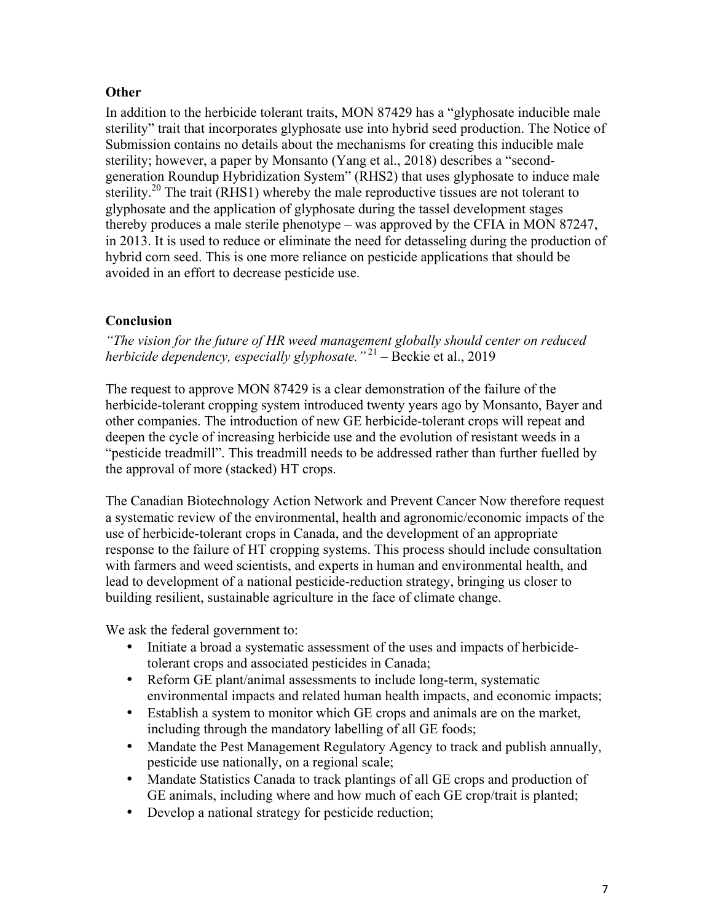### Other

In addition to the herbicide tolerant traits, MON 87429 has a "glyphosate inducible male sterility" trait that incorporates glyphosate use into hybrid seed production. The Notice of Submission contains no details about the mechanisms for creating this inducible male sterility; however, a paper by Monsanto (Yang et al., 2018) describes a "second-generation Roundup Hybridization System" (RHS2) that uses glyphosate to induce male sterility.[20] The trait (RHS1) whereby the male reproductive tissues are not tolerant to glyphosate and the application of glyphosate during the tassel development stages thereby produces a male sterile phenotype – was approved by the CFIA in MON 87247, in 2013. It is used to reduce or eliminate the need for detasseling during the production of hybrid corn seed. This is one more reliance on pesticide applications that should be avoided in an effort to decrease pesticide use.

### Conclusion

*"The vision for the future of HR weed management globally should center on reduced herbicide dependency, especially glyphosate."*[21] – Beckie et al., 2019

The request to approve MON 87429 is a clear demonstration of the failure of the herbicide-tolerant cropping system introduced twenty years ago by Monsanto, Bayer and other companies. The introduction of new GE herbicide-tolerant crops will repeat and deepen the cycle of increasing herbicide use and the evolution of resistant weeds in a "pesticide treadmill". This treadmill needs to be addressed rather than further fuelled by the approval of more (stacked) HT crops.

The Canadian Biotechnology Action Network and Prevent Cancer Now therefore request a systematic review of the environmental, health and agronomic/economic impacts of the use of herbicide-tolerant crops in Canada, and the development of an appropriate response to the failure of HT cropping systems. This process should include consultation with farmers and weed scientists, and experts in human and environmental health, and lead to development of a national pesticide-reduction strategy, bringing us closer to building resilient, sustainable agriculture in the face of climate change.

We ask the federal government to:

- Initiate a broad a systematic assessment of the uses and impacts of herbicide-tolerant crops and associated pesticides in Canada;
- Reform GE plant/animal assessments to include long-term, systematic environmental impacts and related human health impacts, and economic impacts;
- Establish a system to monitor which GE crops and animals are on the market, including through the mandatory labelling of all GE foods;
- Mandate the Pest Management Regulatory Agency to track and publish annually, pesticide use nationally, on a regional scale;
- Mandate Statistics Canada to track plantings of all GE crops and production of GE animals, including where and how much of each GE crop/trait is planted;
- Develop a national strategy for pesticide reduction;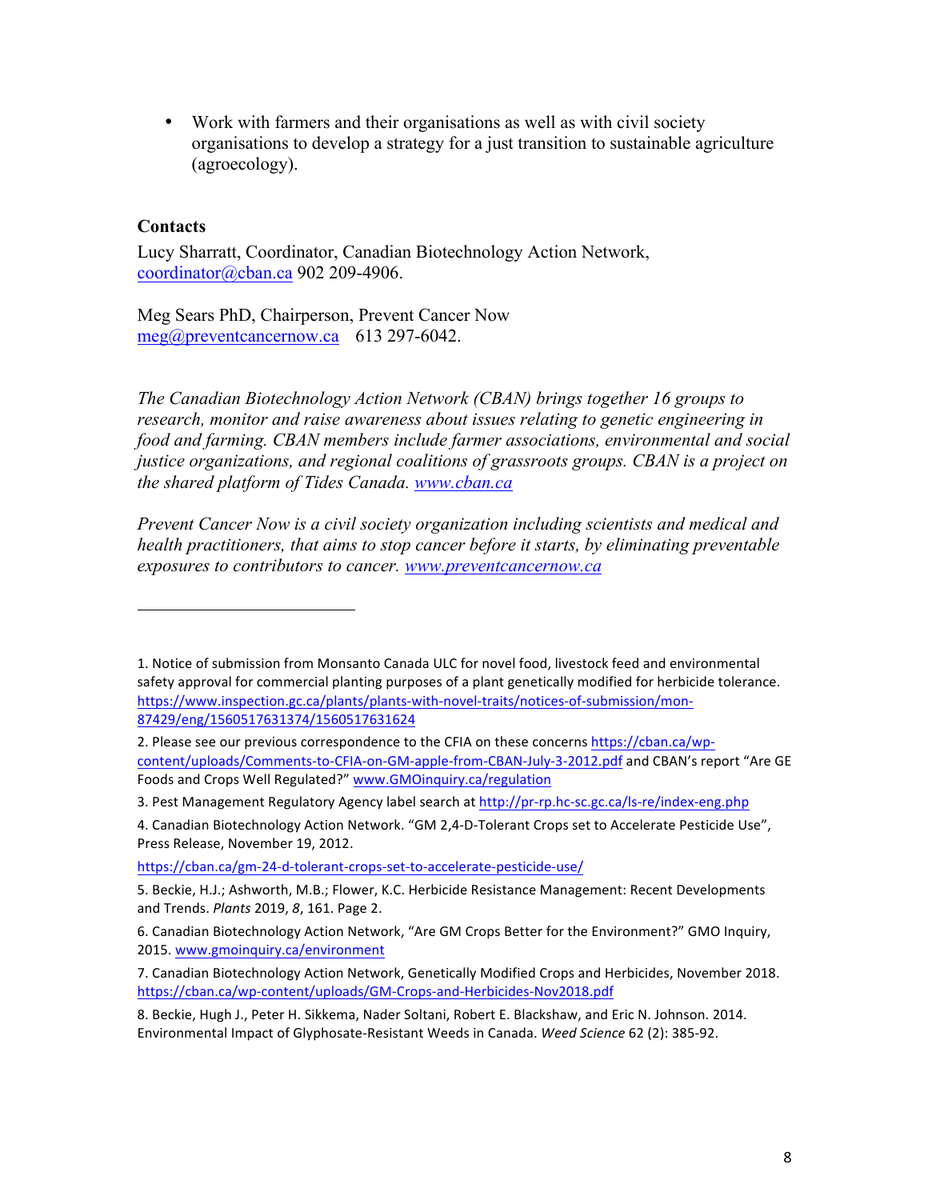- Work with farmers and their organisations as well as with civil society organisations to develop a strategy for a just transition to sustainable agriculture (agroecology).

**Contacts**

Lucy Sharratt, Coordinator, Canadian Biotechnology Action Network, coordinator@cban.ca 902 209-4906.

Meg Sears PhD, Chairperson, Prevent Cancer Now
meg@preventcancernow.ca 613 297-6042.

*The Canadian Biotechnology Action Network (CBAN) brings together 16 groups to research, monitor and raise awareness about issues relating to genetic engineering in food and farming. CBAN members include farmer associations, environmental and social justice organizations, and regional coalitions of grassroots groups. CBAN is a project on the shared platform of Tides Canada. www.cban.ca*

*Prevent Cancer Now is a civil society organization including scientists and medical and health practitioners, that aims to stop cancer before it starts, by eliminating preventable exposures to contributors to cancer. www.preventcancernow.ca*

---

1. Notice of submission from Monsanto Canada ULC for novel food, livestock feed and environmental safety approval for commercial planting purposes of a plant genetically modified for herbicide tolerance. https://www.inspection.gc.ca/plants/plants-with-novel-traits/notices-of-submission/mon-87429/eng/1560517631374/1560517631624

2. Please see our previous correspondence to the CFIA on these concerns https://cban.ca/wp-content/uploads/Comments-to-CFIA-on-GM-apple-from-CBAN-July-3-2012.pdf and CBAN's report "Are GE Foods and Crops Well Regulated?" www.GMOinquiry.ca/regulation

3. Pest Management Regulatory Agency label search at http://pr-rp.hc-sc.gc.ca/ls-re/index-eng.php

4. Canadian Biotechnology Action Network. "GM 2,4-D-Tolerant Crops set to Accelerate Pesticide Use", Press Release, November 19, 2012.
https://cban.ca/gm-24-d-tolerant-crops-set-to-accelerate-pesticide-use/

5. Beckie, H.J.; Ashworth, M.B.; Flower, K.C. Herbicide Resistance Management: Recent Developments and Trends. *Plants* 2019, *8*, 161. Page 2.

6. Canadian Biotechnology Action Network, "Are GM Crops Better for the Environment?" GMO Inquiry, 2015. www.gmoinquiry.ca/environment

7. Canadian Biotechnology Action Network, Genetically Modified Crops and Herbicides, November 2018. https://cban.ca/wp-content/uploads/GM-Crops-and-Herbicides-Nov2018.pdf

8. Beckie, Hugh J., Peter H. Sikkema, Nader Soltani, Robert E. Blackshaw, and Eric N. Johnson. 2014. Environmental Impact of Glyphosate-Resistant Weeds in Canada. *Weed Science* 62 (2): 385-92.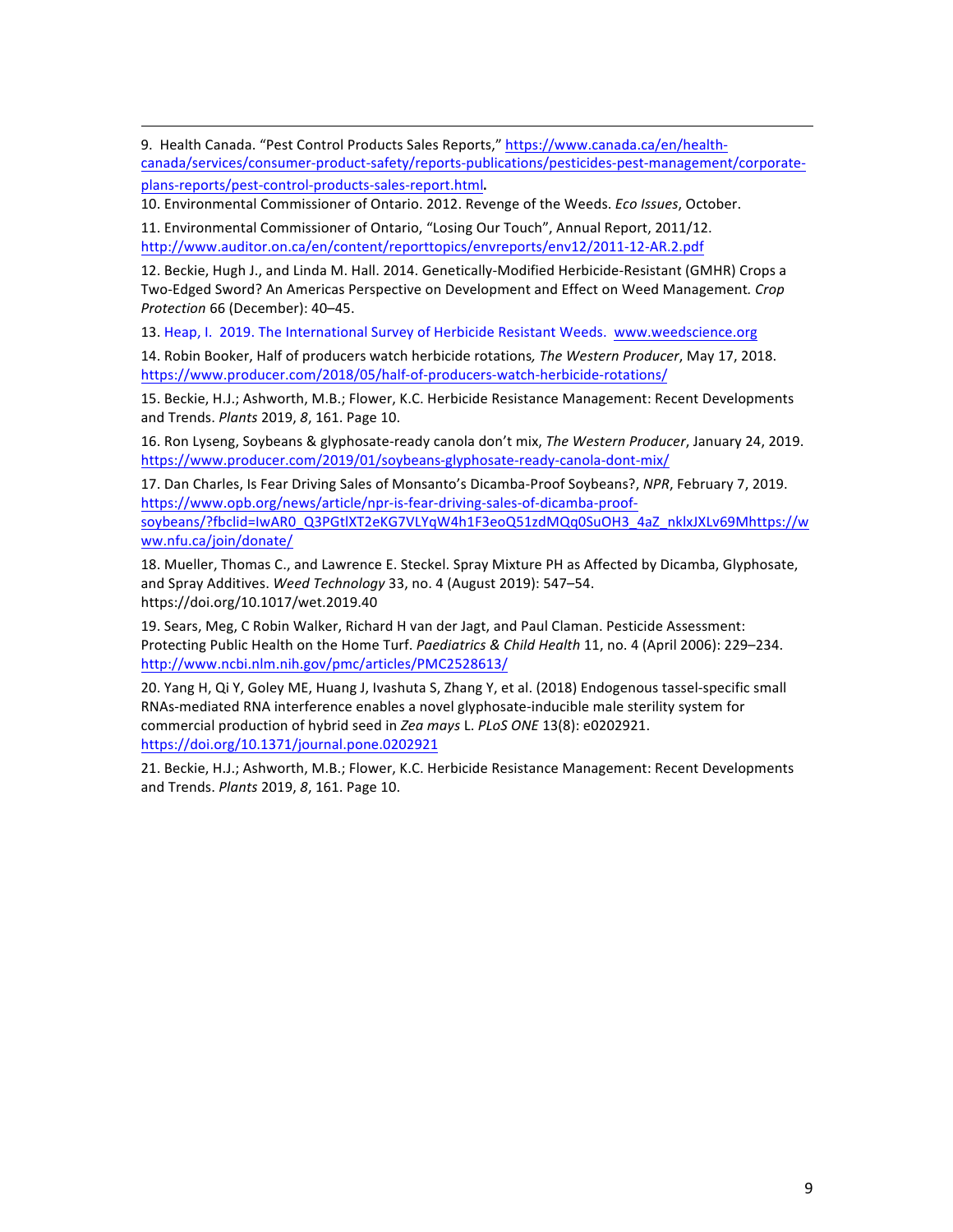9. Health Canada. "Pest Control Products Sales Reports," https://www.canada.ca/en/health-canada/services/consumer-product-safety/reports-publications/pesticides-pest-management/corporate-plans-reports/pest-control-products-sales-report.html.

10. Environmental Commissioner of Ontario. 2012. Revenge of the Weeds. *Eco Issues*, October.

11. Environmental Commissioner of Ontario, "Losing Our Touch", Annual Report, 2011/12. http://www.auditor.on.ca/en/content/reporttopics/envreports/env12/2011-12-AR.2.pdf

12. Beckie, Hugh J., and Linda M. Hall. 2014. Genetically-Modified Herbicide-Resistant (GMHR) Crops a Two-Edged Sword? An Americas Perspective on Development and Effect on Weed Management. *Crop Protection* 66 (December): 40–45.

13. Heap, I. 2019. The International Survey of Herbicide Resistant Weeds. www.weedscience.org

14. Robin Booker, Half of producers watch herbicide rotations*, The Western Producer*, May 17, 2018. https://www.producer.com/2018/05/half-of-producers-watch-herbicide-rotations/

15. Beckie, H.J.; Ashworth, M.B.; Flower, K.C. Herbicide Resistance Management: Recent Developments and Trends. *Plants* 2019, *8*, 161. Page 10.

16. Ron Lyseng, Soybeans & glyphosate-ready canola don't mix, *The Western Producer*, January 24, 2019. https://www.producer.com/2019/01/soybeans-glyphosate-ready-canola-dont-mix/

17. Dan Charles, Is Fear Driving Sales of Monsanto's Dicamba-Proof Soybeans?, *NPR*, February 7, 2019. https://www.opb.org/news/article/npr-is-fear-driving-sales-of-dicamba-proof-soybeans/?fbclid=IwAR0_Q3PGtlXT2eKG7VLYqW4h1F3eoQ51zdMQq0SuOH3_4aZ_nklxJXLv69Mhttps://www.nfu.ca/join/donate/

18. Mueller, Thomas C., and Lawrence E. Steckel. Spray Mixture PH as Affected by Dicamba, Glyphosate, and Spray Additives. *Weed Technology* 33, no. 4 (August 2019): 547–54. https://doi.org/10.1017/wet.2019.40

19. Sears, Meg, C Robin Walker, Richard H van der Jagt, and Paul Claman. Pesticide Assessment: Protecting Public Health on the Home Turf. *Paediatrics & Child Health* 11, no. 4 (April 2006): 229–234. http://www.ncbi.nlm.nih.gov/pmc/articles/PMC2528613/

20. Yang H, Qi Y, Goley ME, Huang J, Ivashuta S, Zhang Y, et al. (2018) Endogenous tassel-specific small RNAs-mediated RNA interference enables a novel glyphosate-inducible male sterility system for commercial production of hybrid seed in *Zea mays* L. *PLoS ONE* 13(8): e0202921. https://doi.org/10.1371/journal.pone.0202921

21. Beckie, H.J.; Ashworth, M.B.; Flower, K.C. Herbicide Resistance Management: Recent Developments and Trends. *Plants* 2019, *8*, 161. Page 10.